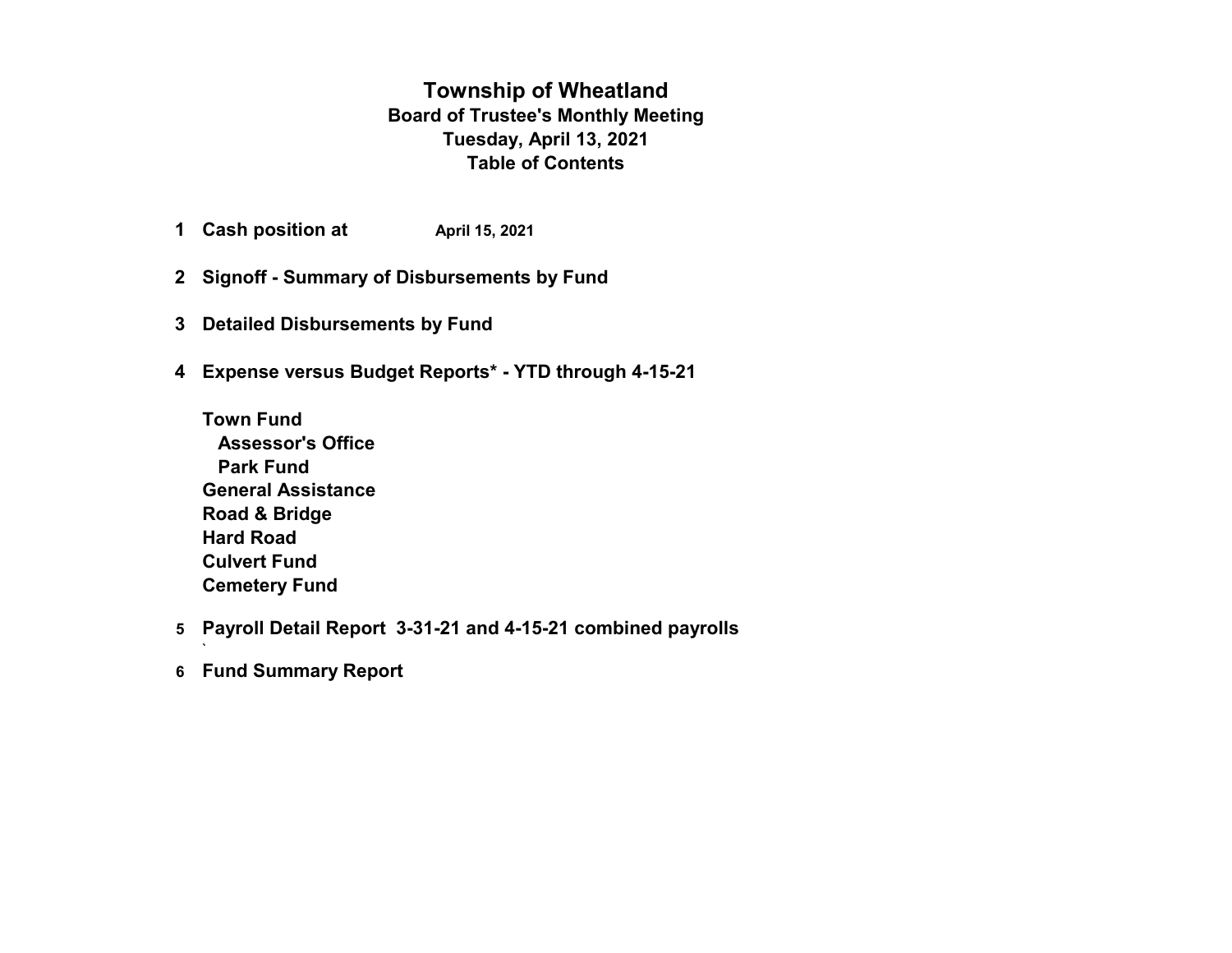# Township of Wheatland

## Board of Trustee's Monthly Meeting

## Tuesday, April 13, 2021

## Table of Contents

1. **Cash position at** April 15, 2021

2. **Signoff - Summary of Disbursements by Fund**

3. **Detailed Disbursements by Fund**

4. **Expense versus Budget Reports* - YTD through 4-15-21**

   **Town Fund**
   - **Assessor's Office**
   - **Park Fund**

   **General Assistance**
   **Road & Bridge**
   **Hard Road**
   **Culvert Fund**
   **Cemetery Fund**

5. **Payroll Detail Report 3-31-21 and 4-15-21 combined payrolls**
   `

6. **Fund Summary Report**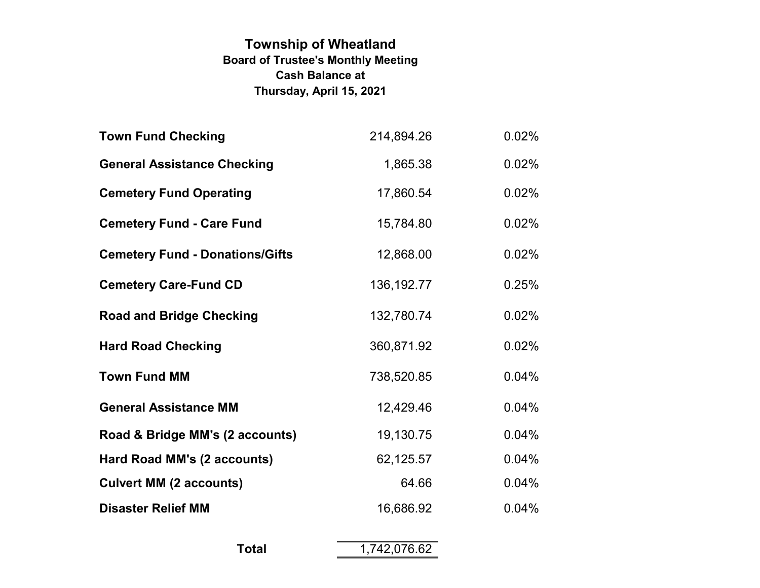# Township of Wheatland

**Board of Trustee's Monthly Meeting**

**Cash Balance at**

**Thursday, April 15, 2021**

| Account | Balance | Rate |
|---|---|---|
| **Town Fund Checking** | 214,894.26 | 0.02% |
| **General Assistance Checking** | 1,865.38 | 0.02% |
| **Cemetery Fund Operating** | 17,860.54 | 0.02% |
| **Cemetery Fund - Care Fund** | 15,784.80 | 0.02% |
| **Cemetery Fund - Donations/Gifts** | 12,868.00 | 0.02% |
| **Cemetery Care-Fund CD** | 136,192.77 | 0.25% |
| **Road and Bridge Checking** | 132,780.74 | 0.02% |
| **Hard Road Checking** | 360,871.92 | 0.02% |
| **Town Fund MM** | 738,520.85 | 0.04% |
| **General Assistance MM** | 12,429.46 | 0.04% |
| **Road & Bridge MM's (2 accounts)** | 19,130.75 | 0.04% |
| **Hard Road MM's (2 accounts)** | 62,125.57 | 0.04% |
| **Culvert MM (2 accounts)** | 64.66 | 0.04% |
| **Disaster Relief MM** | 16,686.92 | 0.04% |
| **Total** | 1,742,076.62 | |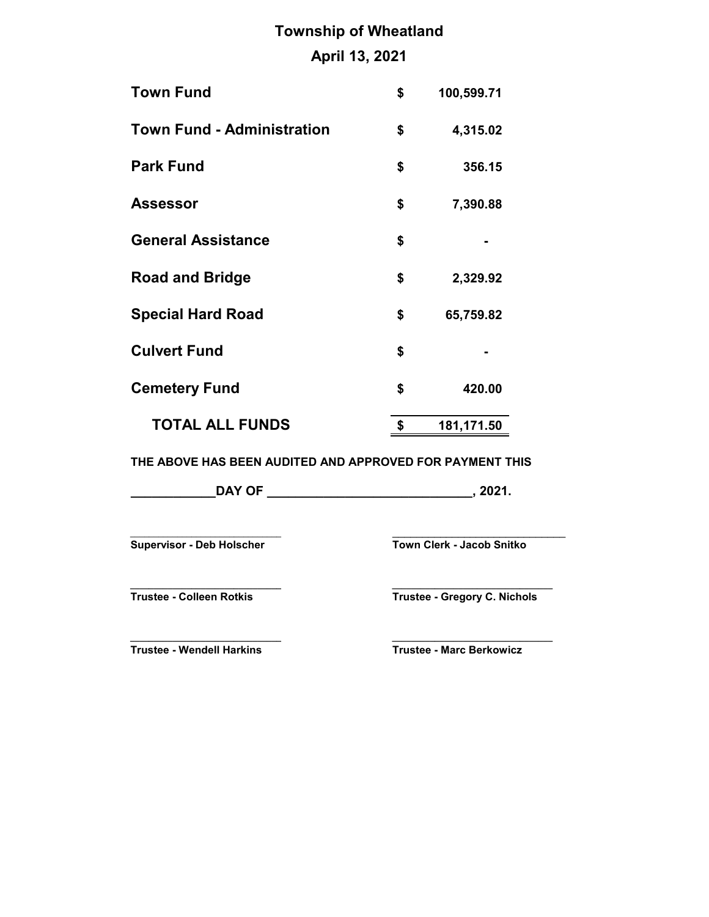# Township of Wheatland

## April 13, 2021

| Fund | | Amount |
|---|---|---|
| **Town Fund** | **$** | **100,599.71** |
| **Town Fund - Administration** | **$** | **4,315.02** |
| **Park Fund** | **$** | **356.15** |
| **Assessor** | **$** | **7,390.88** |
| **General Assistance** | **$** | **-** |
| **Road and Bridge** | **$** | **2,329.92** |
| **Special Hard Road** | **$** | **65,759.82** |
| **Culvert Fund** | **$** | **-** |
| **Cemetery Fund** | **$** | **420.00** |
| **TOTAL ALL FUNDS** | **$** | **181,171.50** |

**THE ABOVE HAS BEEN AUDITED AND APPROVED FOR PAYMENT THIS**

**____________DAY OF _____________________________, 2021.**

| | |
|---|---|
| ______________________ | ______________________ |
| **Supervisor - Deb Holscher** | **Town Clerk - Jacob Snitko** |
| ______________________ | ______________________ |
| **Trustee - Colleen Rotkis** | **Trustee - Gregory C. Nichols** |
| ______________________ | ______________________ |
| **Trustee - Wendell Harkins** | **Trustee - Marc Berkowicz** |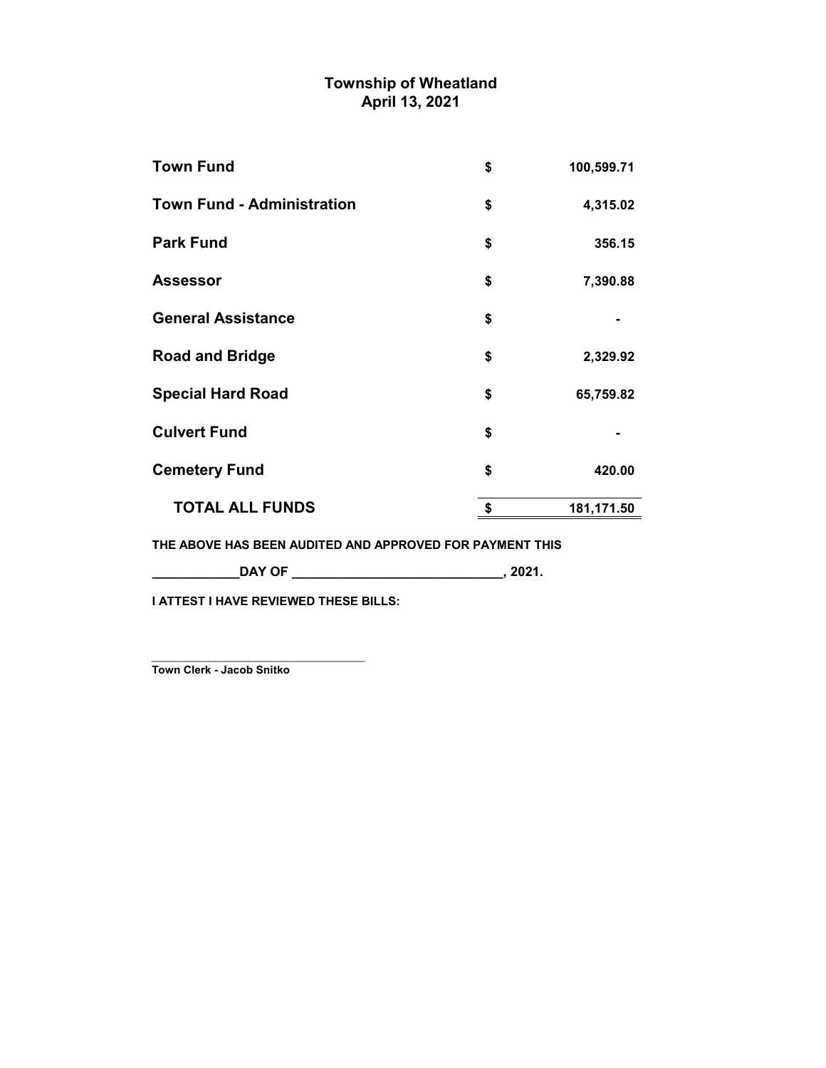# Township of Wheatland

## April 13, 2021

| | | |
|---|---|---|
| **Town Fund** | **$** | **100,599.71** |
| **Town Fund - Administration** | **$** | **4,315.02** |
| **Park Fund** | **$** | **356.15** |
| **Assessor** | **$** | **7,390.88** |
| **General Assistance** | **$** | **-** |
| **Road and Bridge** | **$** | **2,329.92** |
| **Special Hard Road** | **$** | **65,759.82** |
| **Culvert Fund** | **$** | **-** |
| **Cemetery Fund** | **$** | **420.00** |
| **TOTAL ALL FUNDS** | **$** | **181,171.50** |

**THE ABOVE HAS BEEN AUDITED AND APPROVED FOR PAYMENT THIS**

**____________DAY OF ______________________________, 2021.**

**I ATTEST I HAVE REVIEWED THESE BILLS:**

_________________________________

**Town Clerk - Jacob Snitko**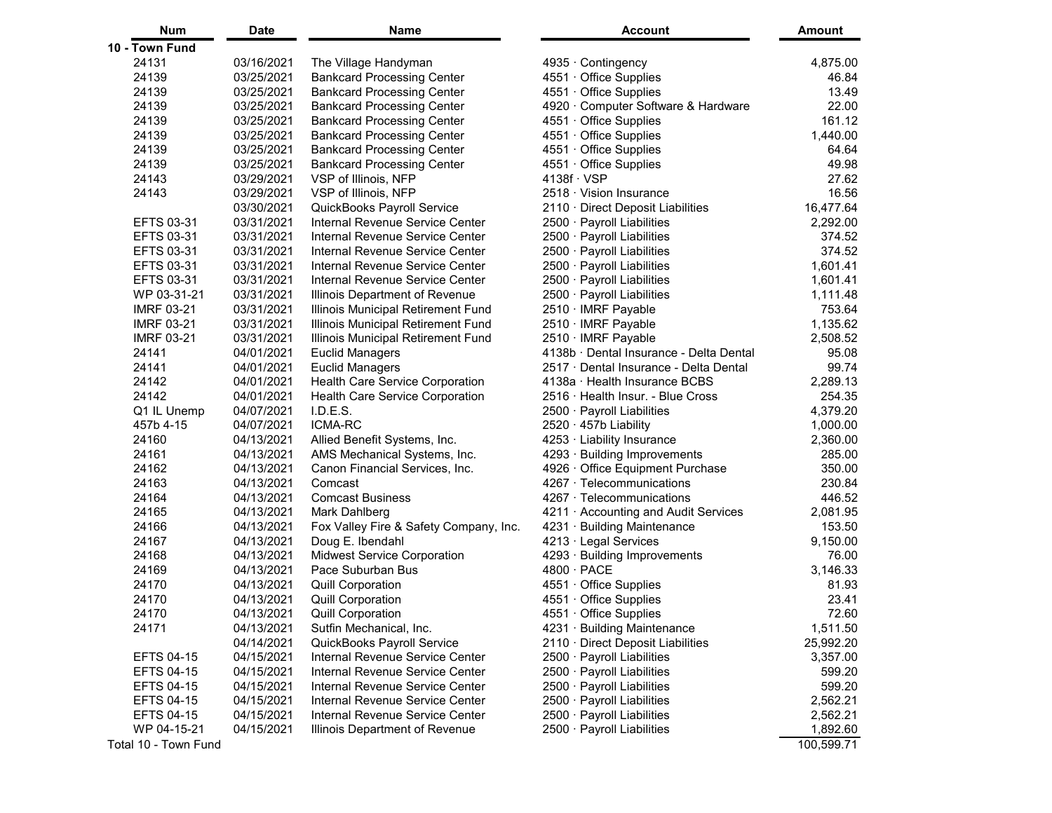| Num | Date | Name | Account | Amount |
|---|---|---|---|---|
| **10 - Town Fund** | | | | |
| 24131 | 03/16/2021 | The Village Handyman | 4935 · Contingency | 4,875.00 |
| 24139 | 03/25/2021 | Bankcard Processing Center | 4551 · Office Supplies | 46.84 |
| 24139 | 03/25/2021 | Bankcard Processing Center | 4551 · Office Supplies | 13.49 |
| 24139 | 03/25/2021 | Bankcard Processing Center | 4920 · Computer Software & Hardware | 22.00 |
| 24139 | 03/25/2021 | Bankcard Processing Center | 4551 · Office Supplies | 161.12 |
| 24139 | 03/25/2021 | Bankcard Processing Center | 4551 · Office Supplies | 1,440.00 |
| 24139 | 03/25/2021 | Bankcard Processing Center | 4551 · Office Supplies | 64.64 |
| 24139 | 03/25/2021 | Bankcard Processing Center | 4551 · Office Supplies | 49.98 |
| 24143 | 03/29/2021 | VSP of Illinois, NFP | 4138f · VSP | 27.62 |
| 24143 | 03/29/2021 | VSP of Illinois, NFP | 2518 · Vision Insurance | 16.56 |
| | 03/30/2021 | QuickBooks Payroll Service | 2110 · Direct Deposit Liabilities | 16,477.64 |
| EFTS 03-31 | 03/31/2021 | Internal Revenue Service Center | 2500 · Payroll Liabilities | 2,292.00 |
| EFTS 03-31 | 03/31/2021 | Internal Revenue Service Center | 2500 · Payroll Liabilities | 374.52 |
| EFTS 03-31 | 03/31/2021 | Internal Revenue Service Center | 2500 · Payroll Liabilities | 374.52 |
| EFTS 03-31 | 03/31/2021 | Internal Revenue Service Center | 2500 · Payroll Liabilities | 1,601.41 |
| EFTS 03-31 | 03/31/2021 | Internal Revenue Service Center | 2500 · Payroll Liabilities | 1,601.41 |
| WP 03-31-21 | 03/31/2021 | Illinois Department of Revenue | 2500 · Payroll Liabilities | 1,111.48 |
| IMRF 03-21 | 03/31/2021 | Illinois Municipal Retirement Fund | 2510 · IMRF Payable | 753.64 |
| IMRF 03-21 | 03/31/2021 | Illinois Municipal Retirement Fund | 2510 · IMRF Payable | 1,135.62 |
| IMRF 03-21 | 03/31/2021 | Illinois Municipal Retirement Fund | 2510 · IMRF Payable | 2,508.52 |
| 24141 | 04/01/2021 | Euclid Managers | 4138b · Dental Insurance - Delta Dental | 95.08 |
| 24141 | 04/01/2021 | Euclid Managers | 2517 · Dental Insurance - Delta Dental | 99.74 |
| 24142 | 04/01/2021 | Health Care Service Corporation | 4138a · Health Insurance BCBS | 2,289.13 |
| 24142 | 04/01/2021 | Health Care Service Corporation | 2516 · Health Insur. - Blue Cross | 254.35 |
| Q1 IL Unemp | 04/07/2021 | I.D.E.S. | 2500 · Payroll Liabilities | 4,379.20 |
| 457b 4-15 | 04/07/2021 | ICMA-RC | 2520 · 457b Liability | 1,000.00 |
| 24160 | 04/13/2021 | Allied Benefit Systems, Inc. | 4253 · Liability Insurance | 2,360.00 |
| 24161 | 04/13/2021 | AMS Mechanical Systems, Inc. | 4293 · Building Improvements | 285.00 |
| 24162 | 04/13/2021 | Canon Financial Services, Inc. | 4926 · Office Equipment Purchase | 350.00 |
| 24163 | 04/13/2021 | Comcast | 4267 · Telecommunications | 230.84 |
| 24164 | 04/13/2021 | Comcast Business | 4267 · Telecommunications | 446.52 |
| 24165 | 04/13/2021 | Mark Dahlberg | 4211 · Accounting and Audit Services | 2,081.95 |
| 24166 | 04/13/2021 | Fox Valley Fire & Safety Company, Inc. | 4231 · Building Maintenance | 153.50 |
| 24167 | 04/13/2021 | Doug E. Ibendahl | 4213 · Legal Services | 9,150.00 |
| 24168 | 04/13/2021 | Midwest Service Corporation | 4293 · Building Improvements | 76.00 |
| 24169 | 04/13/2021 | Pace Suburban Bus | 4800 · PACE | 3,146.33 |
| 24170 | 04/13/2021 | Quill Corporation | 4551 · Office Supplies | 81.93 |
| 24170 | 04/13/2021 | Quill Corporation | 4551 · Office Supplies | 23.41 |
| 24170 | 04/13/2021 | Quill Corporation | 4551 · Office Supplies | 72.60 |
| 24171 | 04/13/2021 | Sutfin Mechanical, Inc. | 4231 · Building Maintenance | 1,511.50 |
| | 04/14/2021 | QuickBooks Payroll Service | 2110 · Direct Deposit Liabilities | 25,992.20 |
| EFTS 04-15 | 04/15/2021 | Internal Revenue Service Center | 2500 · Payroll Liabilities | 3,357.00 |
| EFTS 04-15 | 04/15/2021 | Internal Revenue Service Center | 2500 · Payroll Liabilities | 599.20 |
| EFTS 04-15 | 04/15/2021 | Internal Revenue Service Center | 2500 · Payroll Liabilities | 599.20 |
| EFTS 04-15 | 04/15/2021 | Internal Revenue Service Center | 2500 · Payroll Liabilities | 2,562.21 |
| EFTS 04-15 | 04/15/2021 | Internal Revenue Service Center | 2500 · Payroll Liabilities | 2,562.21 |
| WP 04-15-21 | 04/15/2021 | Illinois Department of Revenue | 2500 · Payroll Liabilities | 1,892.60 |
| Total 10 - Town Fund | | | | 100,599.71 |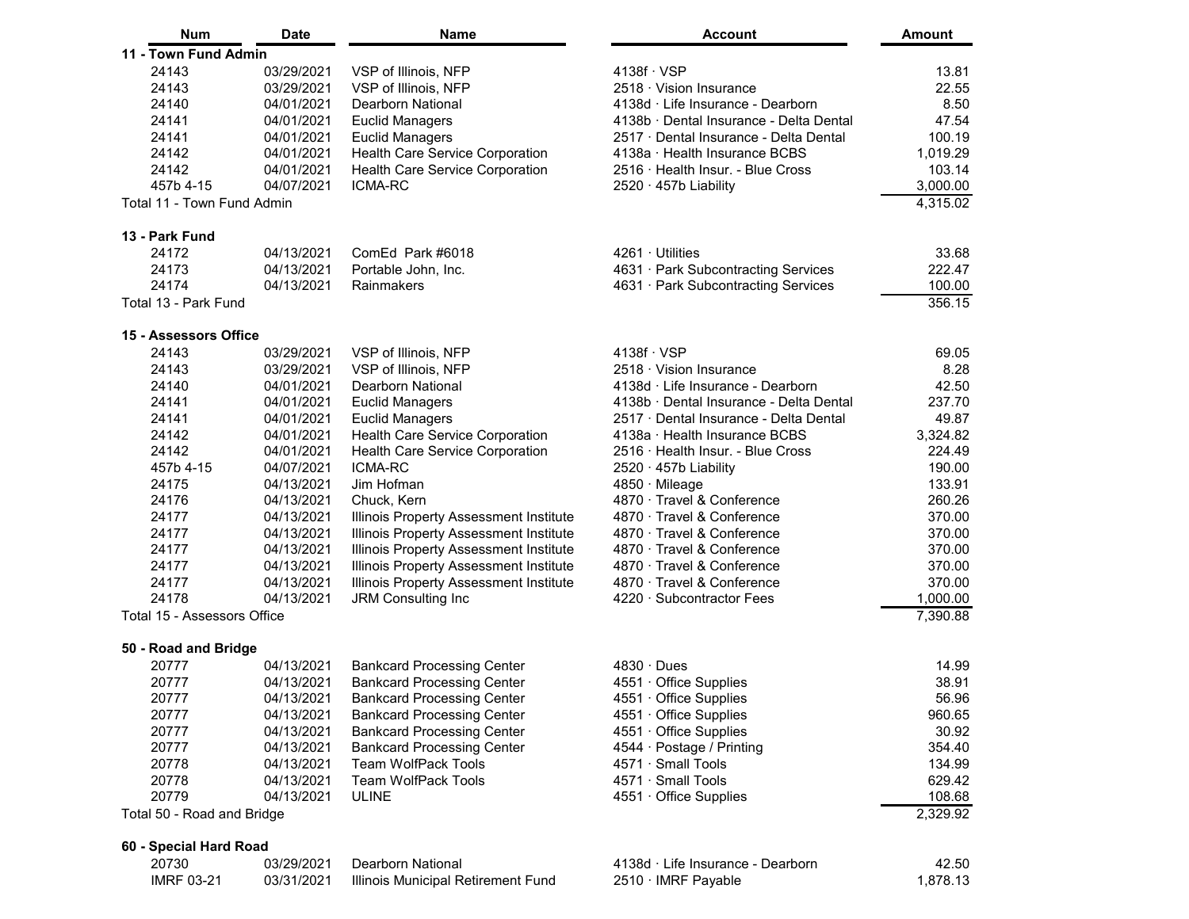| Num | Date | Name | Account | Amount |
|---|---|---|---|---|
| **11 - Town Fund Admin** | | | | |
| 24143 | 03/29/2021 | VSP of Illinois, NFP | 4138f · VSP | 13.81 |
| 24143 | 03/29/2021 | VSP of Illinois, NFP | 2518 · Vision Insurance | 22.55 |
| 24140 | 04/01/2021 | Dearborn National | 4138d · Life Insurance - Dearborn | 8.50 |
| 24141 | 04/01/2021 | Euclid Managers | 4138b · Dental Insurance - Delta Dental | 47.54 |
| 24141 | 04/01/2021 | Euclid Managers | 2517 · Dental Insurance - Delta Dental | 100.19 |
| 24142 | 04/01/2021 | Health Care Service Corporation | 4138a · Health Insurance BCBS | 1,019.29 |
| 24142 | 04/01/2021 | Health Care Service Corporation | 2516 · Health Insur. - Blue Cross | 103.14 |
| 457b 4-15 | 04/07/2021 | ICMA-RC | 2520 · 457b Liability | 3,000.00 |
| Total 11 - Town Fund Admin | | | | 4,315.02 |
| **13 - Park Fund** | | | | |
| 24172 | 04/13/2021 | ComEd Park #6018 | 4261 · Utilities | 33.68 |
| 24173 | 04/13/2021 | Portable John, Inc. | 4631 · Park Subcontracting Services | 222.47 |
| 24174 | 04/13/2021 | Rainmakers | 4631 · Park Subcontracting Services | 100.00 |
| Total 13 - Park Fund | | | | 356.15 |
| **15 - Assessors Office** | | | | |
| 24143 | 03/29/2021 | VSP of Illinois, NFP | 4138f · VSP | 69.05 |
| 24143 | 03/29/2021 | VSP of Illinois, NFP | 2518 · Vision Insurance | 8.28 |
| 24140 | 04/01/2021 | Dearborn National | 4138d · Life Insurance - Dearborn | 42.50 |
| 24141 | 04/01/2021 | Euclid Managers | 4138b · Dental Insurance - Delta Dental | 237.70 |
| 24141 | 04/01/2021 | Euclid Managers | 2517 · Dental Insurance - Delta Dental | 49.87 |
| 24142 | 04/01/2021 | Health Care Service Corporation | 4138a · Health Insurance BCBS | 3,324.82 |
| 24142 | 04/01/2021 | Health Care Service Corporation | 2516 · Health Insur. - Blue Cross | 224.49 |
| 457b 4-15 | 04/07/2021 | ICMA-RC | 2520 · 457b Liability | 190.00 |
| 24175 | 04/13/2021 | Jim Hofman | 4850 · Mileage | 133.91 |
| 24176 | 04/13/2021 | Chuck, Kern | 4870 · Travel & Conference | 260.26 |
| 24177 | 04/13/2021 | Illinois Property Assessment Institute | 4870 · Travel & Conference | 370.00 |
| 24177 | 04/13/2021 | Illinois Property Assessment Institute | 4870 · Travel & Conference | 370.00 |
| 24177 | 04/13/2021 | Illinois Property Assessment Institute | 4870 · Travel & Conference | 370.00 |
| 24177 | 04/13/2021 | Illinois Property Assessment Institute | 4870 · Travel & Conference | 370.00 |
| 24177 | 04/13/2021 | Illinois Property Assessment Institute | 4870 · Travel & Conference | 370.00 |
| 24178 | 04/13/2021 | JRM Consulting Inc | 4220 · Subcontractor Fees | 1,000.00 |
| Total 15 - Assessors Office | | | | 7,390.88 |
| **50 - Road and Bridge** | | | | |
| 20777 | 04/13/2021 | Bankcard Processing Center | 4830 · Dues | 14.99 |
| 20777 | 04/13/2021 | Bankcard Processing Center | 4551 · Office Supplies | 38.91 |
| 20777 | 04/13/2021 | Bankcard Processing Center | 4551 · Office Supplies | 56.96 |
| 20777 | 04/13/2021 | Bankcard Processing Center | 4551 · Office Supplies | 960.65 |
| 20777 | 04/13/2021 | Bankcard Processing Center | 4551 · Office Supplies | 30.92 |
| 20777 | 04/13/2021 | Bankcard Processing Center | 4544 · Postage / Printing | 354.40 |
| 20778 | 04/13/2021 | Team WolfPack Tools | 4571 · Small Tools | 134.99 |
| 20778 | 04/13/2021 | Team WolfPack Tools | 4571 · Small Tools | 629.42 |
| 20779 | 04/13/2021 | ULINE | 4551 · Office Supplies | 108.68 |
| Total 50 - Road and Bridge | | | | 2,329.92 |
| **60 - Special Hard Road** | | | | |
| 20730 | 03/29/2021 | Dearborn National | 4138d · Life Insurance - Dearborn | 42.50 |
| IMRF 03-21 | 03/31/2021 | Illinois Municipal Retirement Fund | 2510 · IMRF Payable | 1,878.13 |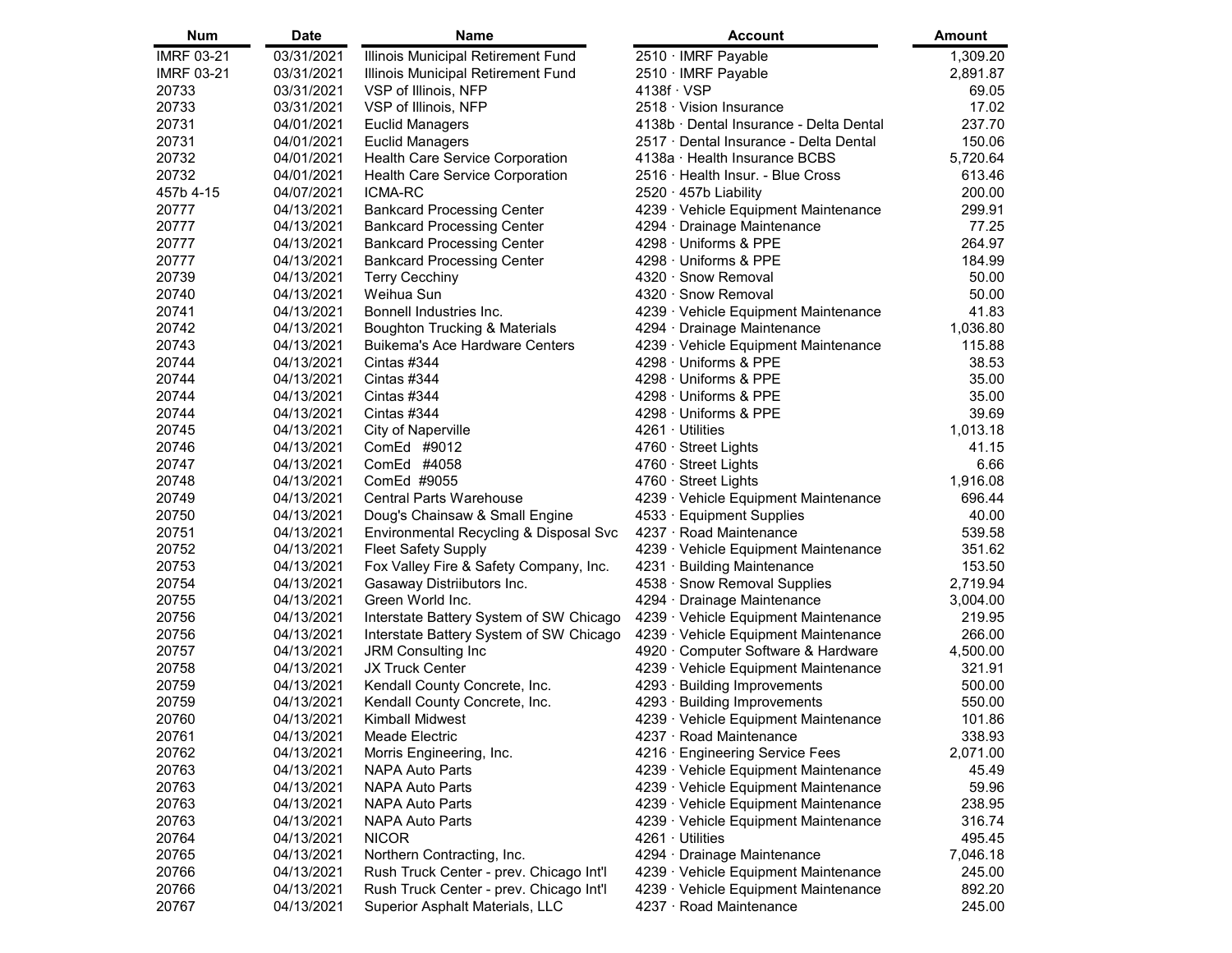| Num | Date | Name | Account | Amount |
|---|---|---|---|---|
| IMRF 03-21 | 03/31/2021 | Illinois Municipal Retirement Fund | 2510 · IMRF Payable | 1,309.20 |
| IMRF 03-21 | 03/31/2021 | Illinois Municipal Retirement Fund | 2510 · IMRF Payable | 2,891.87 |
| 20733 | 03/31/2021 | VSP of Illinois, NFP | 4138f · VSP | 69.05 |
| 20733 | 03/31/2021 | VSP of Illinois, NFP | 2518 · Vision Insurance | 17.02 |
| 20731 | 04/01/2021 | Euclid Managers | 4138b · Dental Insurance - Delta Dental | 237.70 |
| 20731 | 04/01/2021 | Euclid Managers | 2517 · Dental Insurance - Delta Dental | 150.06 |
| 20732 | 04/01/2021 | Health Care Service Corporation | 4138a · Health Insurance BCBS | 5,720.64 |
| 20732 | 04/01/2021 | Health Care Service Corporation | 2516 · Health Insur. - Blue Cross | 613.46 |
| 457b 4-15 | 04/07/2021 | ICMA-RC | 2520 · 457b Liability | 200.00 |
| 20777 | 04/13/2021 | Bankcard Processing Center | 4239 · Vehicle Equipment Maintenance | 299.91 |
| 20777 | 04/13/2021 | Bankcard Processing Center | 4294 · Drainage Maintenance | 77.25 |
| 20777 | 04/13/2021 | Bankcard Processing Center | 4298 · Uniforms & PPE | 264.97 |
| 20777 | 04/13/2021 | Bankcard Processing Center | 4298 · Uniforms & PPE | 184.99 |
| 20739 | 04/13/2021 | Terry Cecchiny | 4320 · Snow Removal | 50.00 |
| 20740 | 04/13/2021 | Weihua Sun | 4320 · Snow Removal | 50.00 |
| 20741 | 04/13/2021 | Bonnell Industries Inc. | 4239 · Vehicle Equipment Maintenance | 41.83 |
| 20742 | 04/13/2021 | Boughton Trucking & Materials | 4294 · Drainage Maintenance | 1,036.80 |
| 20743 | 04/13/2021 | Buikema's Ace Hardware Centers | 4239 · Vehicle Equipment Maintenance | 115.88 |
| 20744 | 04/13/2021 | Cintas #344 | 4298 · Uniforms & PPE | 38.53 |
| 20744 | 04/13/2021 | Cintas #344 | 4298 · Uniforms & PPE | 35.00 |
| 20744 | 04/13/2021 | Cintas #344 | 4298 · Uniforms & PPE | 35.00 |
| 20744 | 04/13/2021 | Cintas #344 | 4298 · Uniforms & PPE | 39.69 |
| 20745 | 04/13/2021 | City of Naperville | 4261 · Utilities | 1,013.18 |
| 20746 | 04/13/2021 | ComEd #9012 | 4760 · Street Lights | 41.15 |
| 20747 | 04/13/2021 | ComEd #4058 | 4760 · Street Lights | 6.66 |
| 20748 | 04/13/2021 | ComEd #9055 | 4760 · Street Lights | 1,916.08 |
| 20749 | 04/13/2021 | Central Parts Warehouse | 4239 · Vehicle Equipment Maintenance | 696.44 |
| 20750 | 04/13/2021 | Doug's Chainsaw & Small Engine | 4533 · Equipment Supplies | 40.00 |
| 20751 | 04/13/2021 | Environmental Recycling & Disposal Svc | 4237 · Road Maintenance | 539.58 |
| 20752 | 04/13/2021 | Fleet Safety Supply | 4239 · Vehicle Equipment Maintenance | 351.62 |
| 20753 | 04/13/2021 | Fox Valley Fire & Safety Company, Inc. | 4231 · Building Maintenance | 153.50 |
| 20754 | 04/13/2021 | Gasaway Distriibutors Inc. | 4538 · Snow Removal Supplies | 2,719.94 |
| 20755 | 04/13/2021 | Green World Inc. | 4294 · Drainage Maintenance | 3,004.00 |
| 20756 | 04/13/2021 | Interstate Battery System of SW Chicago | 4239 · Vehicle Equipment Maintenance | 219.95 |
| 20756 | 04/13/2021 | Interstate Battery System of SW Chicago | 4239 · Vehicle Equipment Maintenance | 266.00 |
| 20757 | 04/13/2021 | JRM Consulting Inc | 4920 · Computer Software & Hardware | 4,500.00 |
| 20758 | 04/13/2021 | JX Truck Center | 4239 · Vehicle Equipment Maintenance | 321.91 |
| 20759 | 04/13/2021 | Kendall County Concrete, Inc. | 4293 · Building Improvements | 500.00 |
| 20759 | 04/13/2021 | Kendall County Concrete, Inc. | 4293 · Building Improvements | 550.00 |
| 20760 | 04/13/2021 | Kimball Midwest | 4239 · Vehicle Equipment Maintenance | 101.86 |
| 20761 | 04/13/2021 | Meade Electric | 4237 · Road Maintenance | 338.93 |
| 20762 | 04/13/2021 | Morris Engineering, Inc. | 4216 · Engineering Service Fees | 2,071.00 |
| 20763 | 04/13/2021 | NAPA Auto Parts | 4239 · Vehicle Equipment Maintenance | 45.49 |
| 20763 | 04/13/2021 | NAPA Auto Parts | 4239 · Vehicle Equipment Maintenance | 59.96 |
| 20763 | 04/13/2021 | NAPA Auto Parts | 4239 · Vehicle Equipment Maintenance | 238.95 |
| 20763 | 04/13/2021 | NAPA Auto Parts | 4239 · Vehicle Equipment Maintenance | 316.74 |
| 20764 | 04/13/2021 | NICOR | 4261 · Utilities | 495.45 |
| 20765 | 04/13/2021 | Northern Contracting, Inc. | 4294 · Drainage Maintenance | 7,046.18 |
| 20766 | 04/13/2021 | Rush Truck Center - prev. Chicago Int'l | 4239 · Vehicle Equipment Maintenance | 245.00 |
| 20766 | 04/13/2021 | Rush Truck Center - prev. Chicago Int'l | 4239 · Vehicle Equipment Maintenance | 892.20 |
| 20767 | 04/13/2021 | Superior Asphalt Materials, LLC | 4237 · Road Maintenance | 245.00 |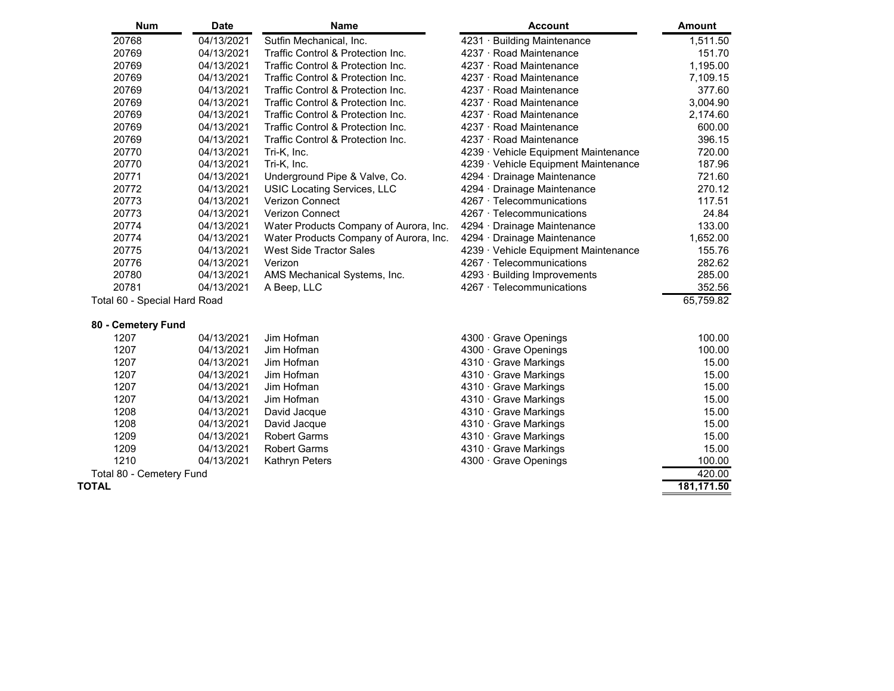| Num | Date | Name | Account | Amount |
|---|---|---|---|---|
| 20768 | 04/13/2021 | Sutfin Mechanical, Inc. | 4231 · Building Maintenance | 1,511.50 |
| 20769 | 04/13/2021 | Traffic Control & Protection Inc. | 4237 · Road Maintenance | 151.70 |
| 20769 | 04/13/2021 | Traffic Control & Protection Inc. | 4237 · Road Maintenance | 1,195.00 |
| 20769 | 04/13/2021 | Traffic Control & Protection Inc. | 4237 · Road Maintenance | 7,109.15 |
| 20769 | 04/13/2021 | Traffic Control & Protection Inc. | 4237 · Road Maintenance | 377.60 |
| 20769 | 04/13/2021 | Traffic Control & Protection Inc. | 4237 · Road Maintenance | 3,004.90 |
| 20769 | 04/13/2021 | Traffic Control & Protection Inc. | 4237 · Road Maintenance | 2,174.60 |
| 20769 | 04/13/2021 | Traffic Control & Protection Inc. | 4237 · Road Maintenance | 600.00 |
| 20769 | 04/13/2021 | Traffic Control & Protection Inc. | 4237 · Road Maintenance | 396.15 |
| 20770 | 04/13/2021 | Tri-K, Inc. | 4239 · Vehicle Equipment Maintenance | 720.00 |
| 20770 | 04/13/2021 | Tri-K, Inc. | 4239 · Vehicle Equipment Maintenance | 187.96 |
| 20771 | 04/13/2021 | Underground Pipe & Valve, Co. | 4294 · Drainage Maintenance | 721.60 |
| 20772 | 04/13/2021 | USIC Locating Services, LLC | 4294 · Drainage Maintenance | 270.12 |
| 20773 | 04/13/2021 | Verizon Connect | 4267 · Telecommunications | 117.51 |
| 20773 | 04/13/2021 | Verizon Connect | 4267 · Telecommunications | 24.84 |
| 20774 | 04/13/2021 | Water Products Company of Aurora, Inc. | 4294 · Drainage Maintenance | 133.00 |
| 20774 | 04/13/2021 | Water Products Company of Aurora, Inc. | 4294 · Drainage Maintenance | 1,652.00 |
| 20775 | 04/13/2021 | West Side Tractor Sales | 4239 · Vehicle Equipment Maintenance | 155.76 |
| 20776 | 04/13/2021 | Verizon | 4267 · Telecommunications | 282.62 |
| 20780 | 04/13/2021 | AMS Mechanical Systems, Inc. | 4293 · Building Improvements | 285.00 |
| 20781 | 04/13/2021 | A Beep, LLC | 4267 · Telecommunications | 352.56 |
| Total 60 - Special Hard Road | | | | 65,759.82 |
| **80 - Cemetery Fund** | | | | |
| 1207 | 04/13/2021 | Jim Hofman | 4300 · Grave Openings | 100.00 |
| 1207 | 04/13/2021 | Jim Hofman | 4300 · Grave Openings | 100.00 |
| 1207 | 04/13/2021 | Jim Hofman | 4310 · Grave Markings | 15.00 |
| 1207 | 04/13/2021 | Jim Hofman | 4310 · Grave Markings | 15.00 |
| 1207 | 04/13/2021 | Jim Hofman | 4310 · Grave Markings | 15.00 |
| 1207 | 04/13/2021 | Jim Hofman | 4310 · Grave Markings | 15.00 |
| 1208 | 04/13/2021 | David Jacque | 4310 · Grave Markings | 15.00 |
| 1208 | 04/13/2021 | David Jacque | 4310 · Grave Markings | 15.00 |
| 1209 | 04/13/2021 | Robert Garms | 4310 · Grave Markings | 15.00 |
| 1209 | 04/13/2021 | Robert Garms | 4310 · Grave Markings | 15.00 |
| 1210 | 04/13/2021 | Kathryn Peters | 4300 · Grave Openings | 100.00 |
| Total 80 - Cemetery Fund | | | | 420.00 |
| **TOTAL** | | | | **181,171.50** |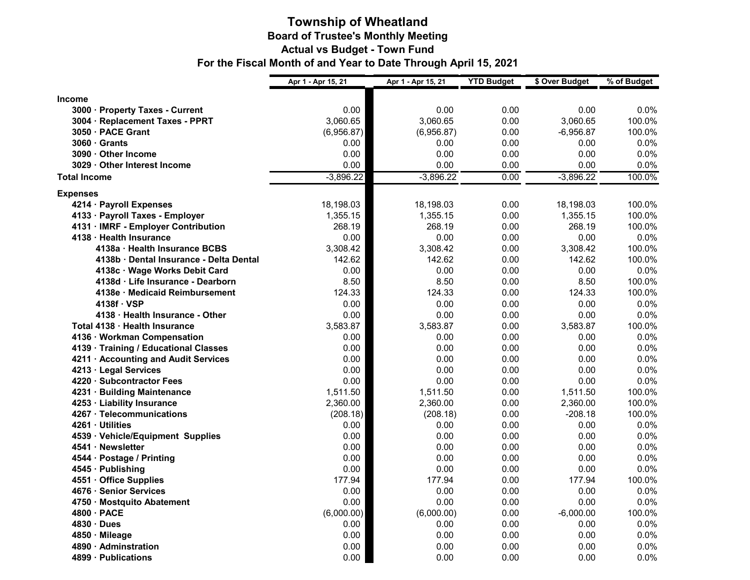# Township of Wheatland

### Board of Trustee's Monthly Meeting

### Actual vs Budget - Town Fund

### For the Fiscal Month of and Year to Date Through April 15, 2021

| | Apr 1 - Apr 15, 21 | Apr 1 - Apr 15, 21 | YTD Budget | $ Over Budget | % of Budget |
|---|---|---|---|---|---|
| **Income** | | | | | |
| **3000 · Property Taxes - Current** | 0.00 | 0.00 | 0.00 | 0.00 | 0.0% |
| **3004 · Replacement Taxes - PPRT** | 3,060.65 | 3,060.65 | 0.00 | 3,060.65 | 100.0% |
| **3050 · PACE Grant** | (6,956.87) | (6,956.87) | 0.00 | -6,956.87 | 100.0% |
| **3060 · Grants** | 0.00 | 0.00 | 0.00 | 0.00 | 0.0% |
| **3090 · Other Income** | 0.00 | 0.00 | 0.00 | 0.00 | 0.0% |
| **3029 · Other Interest Income** | 0.00 | 0.00 | 0.00 | 0.00 | 0.0% |
| **Total Income** | -3,896.22 | -3,896.22 | 0.00 | -3,896.22 | 100.0% |
| **Expenses** | | | | | |
| **4214 · Payroll Expenses** | 18,198.03 | 18,198.03 | 0.00 | 18,198.03 | 100.0% |
| **4133 · Payroll Taxes - Employer** | 1,355.15 | 1,355.15 | 0.00 | 1,355.15 | 100.0% |
| **4131 · IMRF - Employer Contribution** | 268.19 | 268.19 | 0.00 | 268.19 | 100.0% |
| **4138 · Health Insurance** | 0.00 | 0.00 | 0.00 | 0.00 | 0.0% |
| **4138a · Health Insurance BCBS** | 3,308.42 | 3,308.42 | 0.00 | 3,308.42 | 100.0% |
| **4138b · Dental Insurance - Delta Dental** | 142.62 | 142.62 | 0.00 | 142.62 | 100.0% |
| **4138c · Wage Works Debit Card** | 0.00 | 0.00 | 0.00 | 0.00 | 0.0% |
| **4138d · Life Insurance - Dearborn** | 8.50 | 8.50 | 0.00 | 8.50 | 100.0% |
| **4138e · Medicaid Reimbursement** | 124.33 | 124.33 | 0.00 | 124.33 | 100.0% |
| **4138f · VSP** | 0.00 | 0.00 | 0.00 | 0.00 | 0.0% |
| **4138 · Health Insurance - Other** | 0.00 | 0.00 | 0.00 | 0.00 | 0.0% |
| **Total 4138 · Health Insurance** | 3,583.87 | 3,583.87 | 0.00 | 3,583.87 | 100.0% |
| **4136 · Workman Compensation** | 0.00 | 0.00 | 0.00 | 0.00 | 0.0% |
| **4139 · Training / Educational Classes** | 0.00 | 0.00 | 0.00 | 0.00 | 0.0% |
| **4211 · Accounting and Audit Services** | 0.00 | 0.00 | 0.00 | 0.00 | 0.0% |
| **4213 · Legal Services** | 0.00 | 0.00 | 0.00 | 0.00 | 0.0% |
| **4220 · Subcontractor Fees** | 0.00 | 0.00 | 0.00 | 0.00 | 0.0% |
| **4231 · Building Maintenance** | 1,511.50 | 1,511.50 | 0.00 | 1,511.50 | 100.0% |
| **4253 · Liability Insurance** | 2,360.00 | 2,360.00 | 0.00 | 2,360.00 | 100.0% |
| **4267 · Telecommunications** | (208.18) | (208.18) | 0.00 | -208.18 | 100.0% |
| **4261 · Utilities** | 0.00 | 0.00 | 0.00 | 0.00 | 0.0% |
| **4539 · Vehicle/Equipment Supplies** | 0.00 | 0.00 | 0.00 | 0.00 | 0.0% |
| **4541 · Newsletter** | 0.00 | 0.00 | 0.00 | 0.00 | 0.0% |
| **4544 · Postage / Printing** | 0.00 | 0.00 | 0.00 | 0.00 | 0.0% |
| **4545 · Publishing** | 0.00 | 0.00 | 0.00 | 0.00 | 0.0% |
| **4551 · Office Supplies** | 177.94 | 177.94 | 0.00 | 177.94 | 100.0% |
| **4676 · Senior Services** | 0.00 | 0.00 | 0.00 | 0.00 | 0.0% |
| **4750 · Mostquito Abatement** | 0.00 | 0.00 | 0.00 | 0.00 | 0.0% |
| **4800 · PACE** | (6,000.00) | (6,000.00) | 0.00 | -6,000.00 | 100.0% |
| **4830 · Dues** | 0.00 | 0.00 | 0.00 | 0.00 | 0.0% |
| **4850 · Mileage** | 0.00 | 0.00 | 0.00 | 0.00 | 0.0% |
| **4890 · Adminstration** | 0.00 | 0.00 | 0.00 | 0.00 | 0.0% |
| **4899 · Publications** | 0.00 | 0.00 | 0.00 | 0.00 | 0.0% |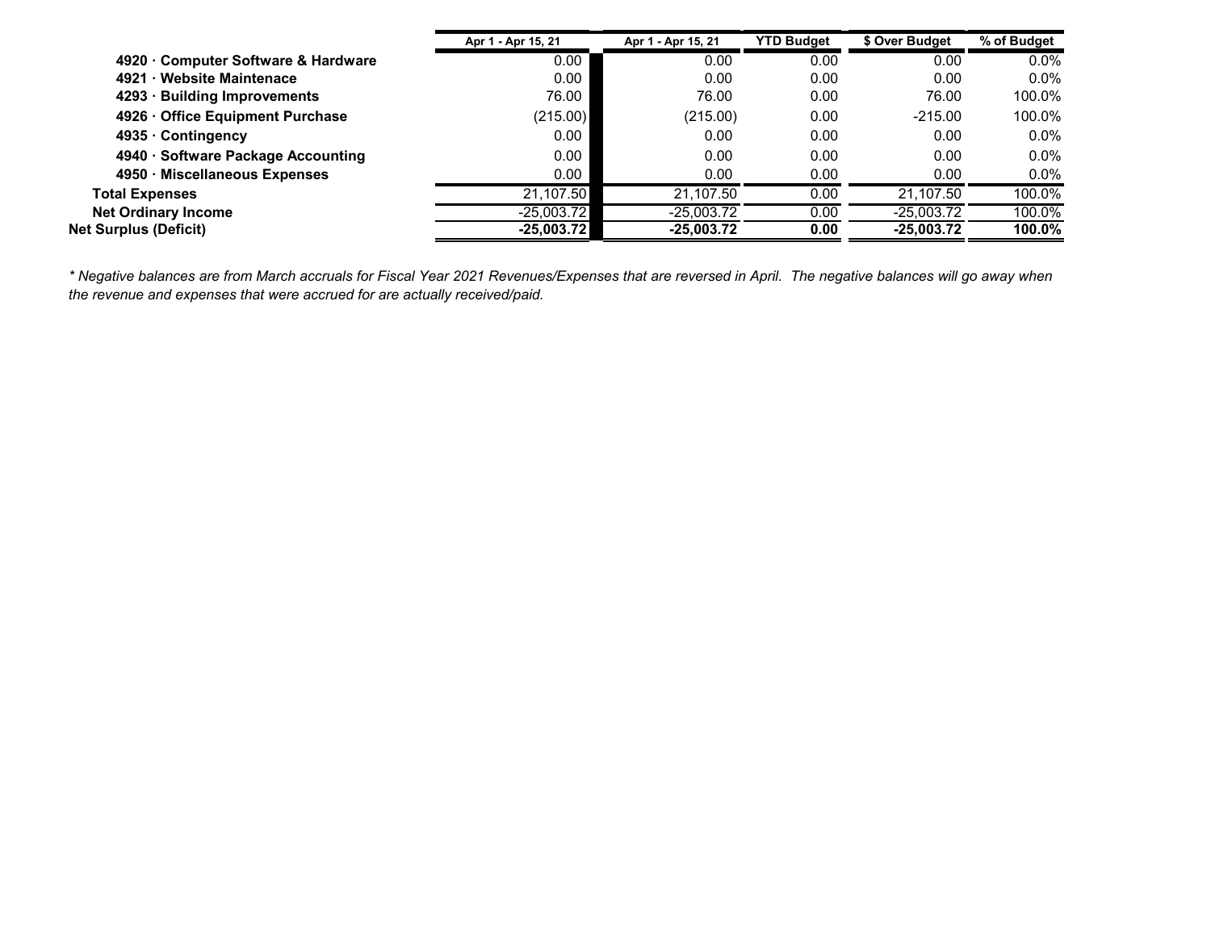| | Apr 1 - Apr 15, 21 | Apr 1 - Apr 15, 21 | YTD Budget | $ Over Budget | % of Budget |
|---|---|---|---|---|---|
| **4920 · Computer Software & Hardware** | 0.00 | 0.00 | 0.00 | 0.00 | 0.0% |
| **4921 · Website Maintenace** | 0.00 | 0.00 | 0.00 | 0.00 | 0.0% |
| **4293 · Building Improvements** | 76.00 | 76.00 | 0.00 | 76.00 | 100.0% |
| **4926 · Office Equipment Purchase** | (215.00) | (215.00) | 0.00 | -215.00 | 100.0% |
| **4935 · Contingency** | 0.00 | 0.00 | 0.00 | 0.00 | 0.0% |
| **4940 · Software Package Accounting** | 0.00 | 0.00 | 0.00 | 0.00 | 0.0% |
| **4950 · Miscellaneous Expenses** | 0.00 | 0.00 | 0.00 | 0.00 | 0.0% |
| **Total Expenses** | 21,107.50 | 21,107.50 | 0.00 | 21,107.50 | 100.0% |
| **Net Ordinary Income** | -25,003.72 | -25,003.72 | 0.00 | -25,003.72 | 100.0% |
| **Net Surplus (Deficit)** | **-25,003.72** | **-25,003.72** | **0.00** | **-25,003.72** | **100.0%** |

*\* Negative balances are from March accruals for Fiscal Year 2021 Revenues/Expenses that are reversed in April. The negative balances will go away when the revenue and expenses that were accrued for are actually received/paid.*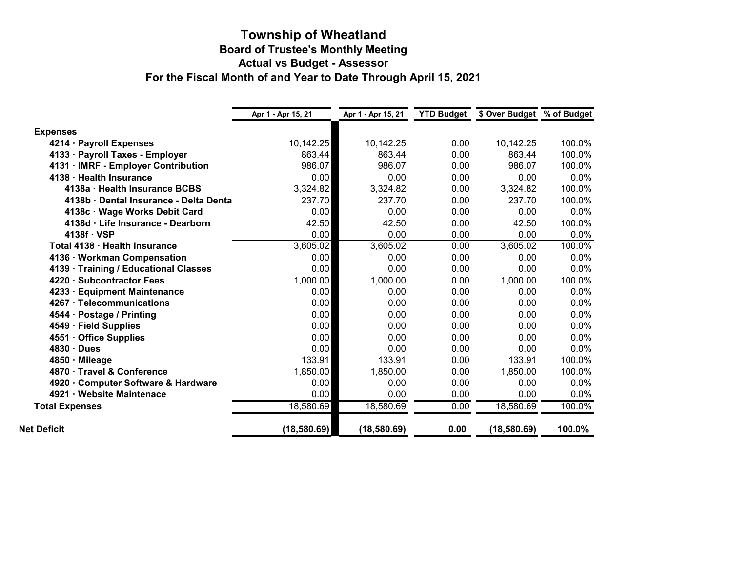# Township of Wheatland

## Board of Trustee's Monthly Meeting

## Actual vs Budget - Assessor

## For the Fiscal Month of and Year to Date Through April 15, 2021

| | Apr 1 - Apr 15, 21 | Apr 1 - Apr 15, 21 | YTD Budget | $ Over Budget | % of Budget |
|---|---|---|---|---|---|
| **Expenses** | | | | | |
| **4214 · Payroll Expenses** | 10,142.25 | 10,142.25 | 0.00 | 10,142.25 | 100.0% |
| **4133 · Payroll Taxes - Employer** | 863.44 | 863.44 | 0.00 | 863.44 | 100.0% |
| **4131 · IMRF - Employer Contribution** | 986.07 | 986.07 | 0.00 | 986.07 | 100.0% |
| **4138 · Health Insurance** | 0.00 | 0.00 | 0.00 | 0.00 | 0.0% |
| **4138a · Health Insurance BCBS** | 3,324.82 | 3,324.82 | 0.00 | 3,324.82 | 100.0% |
| **4138b · Dental Insurance - Delta Denta** | 237.70 | 237.70 | 0.00 | 237.70 | 100.0% |
| **4138c · Wage Works Debit Card** | 0.00 | 0.00 | 0.00 | 0.00 | 0.0% |
| **4138d · Life Insurance - Dearborn** | 42.50 | 42.50 | 0.00 | 42.50 | 100.0% |
| **4138f · VSP** | 0.00 | 0.00 | 0.00 | 0.00 | 0.0% |
| **Total 4138 · Health Insurance** | 3,605.02 | 3,605.02 | 0.00 | 3,605.02 | 100.0% |
| **4136 · Workman Compensation** | 0.00 | 0.00 | 0.00 | 0.00 | 0.0% |
| **4139 · Training / Educational Classes** | 0.00 | 0.00 | 0.00 | 0.00 | 0.0% |
| **4220 · Subcontractor Fees** | 1,000.00 | 1,000.00 | 0.00 | 1,000.00 | 100.0% |
| **4233 · Equipment Maintenance** | 0.00 | 0.00 | 0.00 | 0.00 | 0.0% |
| **4267 · Telecommunications** | 0.00 | 0.00 | 0.00 | 0.00 | 0.0% |
| **4544 · Postage / Printing** | 0.00 | 0.00 | 0.00 | 0.00 | 0.0% |
| **4549 · Field Supplies** | 0.00 | 0.00 | 0.00 | 0.00 | 0.0% |
| **4551 · Office Supplies** | 0.00 | 0.00 | 0.00 | 0.00 | 0.0% |
| **4830 · Dues** | 0.00 | 0.00 | 0.00 | 0.00 | 0.0% |
| **4850 · Mileage** | 133.91 | 133.91 | 0.00 | 133.91 | 100.0% |
| **4870 · Travel & Conference** | 1,850.00 | 1,850.00 | 0.00 | 1,850.00 | 100.0% |
| **4920 · Computer Software & Hardware** | 0.00 | 0.00 | 0.00 | 0.00 | 0.0% |
| **4921 · Website Maintenace** | 0.00 | 0.00 | 0.00 | 0.00 | 0.0% |
| **Total Expenses** | 18,580.69 | 18,580.69 | 0.00 | 18,580.69 | 100.0% |
| **Net Deficit** | **(18,580.69)** | **(18,580.69)** | **0.00** | **(18,580.69)** | **100.0%** |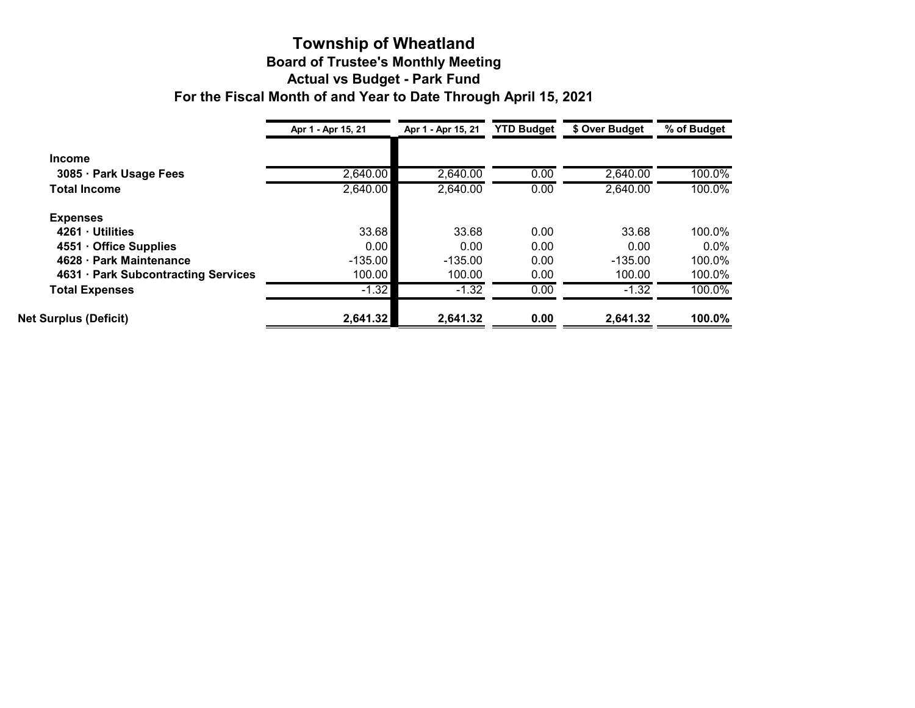# Township of Wheatland

## Board of Trustee's Monthly Meeting

## Actual vs Budget - Park Fund

## For the Fiscal Month of and Year to Date Through April 15, 2021

| | Apr 1 - Apr 15, 21 | Apr 1 - Apr 15, 21 | YTD Budget | $ Over Budget | % of Budget |
|---|---|---|---|---|---|
| **Income** | | | | | |
| **3085 · Park Usage Fees** | 2,640.00 | 2,640.00 | 0.00 | 2,640.00 | 100.0% |
| **Total Income** | 2,640.00 | 2,640.00 | 0.00 | 2,640.00 | 100.0% |
| **Expenses** | | | | | |
| **4261 · Utilities** | 33.68 | 33.68 | 0.00 | 33.68 | 100.0% |
| **4551 · Office Supplies** | 0.00 | 0.00 | 0.00 | 0.00 | 0.0% |
| **4628 · Park Maintenance** | -135.00 | -135.00 | 0.00 | -135.00 | 100.0% |
| **4631 · Park Subcontracting Services** | 100.00 | 100.00 | 0.00 | 100.00 | 100.0% |
| **Total Expenses** | -1.32 | -1.32 | 0.00 | -1.32 | 100.0% |
| **Net Surplus (Deficit)** | **2,641.32** | **2,641.32** | **0.00** | **2,641.32** | **100.0%** |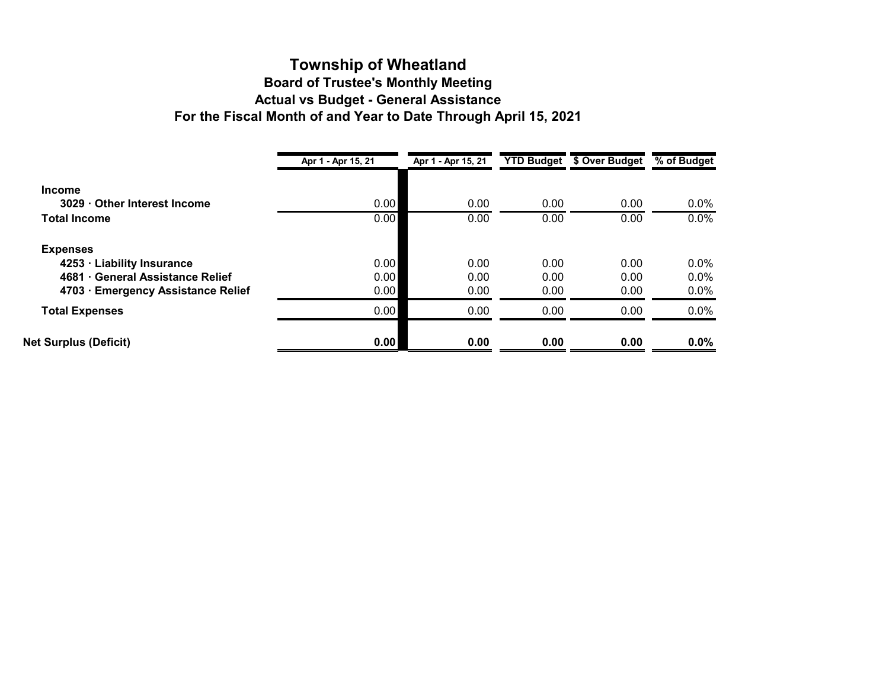# Township of Wheatland

## Board of Trustee's Monthly Meeting

## Actual vs Budget - General Assistance

## For the Fiscal Month of and Year to Date Through April 15, 2021

| | Apr 1 - Apr 15, 21 | Apr 1 - Apr 15, 21 | YTD Budget | $ Over Budget | % of Budget |
|---|---|---|---|---|---|
| **Income** | | | | | |
| **3029 · Other Interest Income** | 0.00 | 0.00 | 0.00 | 0.00 | 0.0% |
| **Total Income** | 0.00 | 0.00 | 0.00 | 0.00 | 0.0% |
| **Expenses** | | | | | |
| **4253 · Liability Insurance** | 0.00 | 0.00 | 0.00 | 0.00 | 0.0% |
| **4681 · General Assistance Relief** | 0.00 | 0.00 | 0.00 | 0.00 | 0.0% |
| **4703 · Emergency Assistance Relief** | 0.00 | 0.00 | 0.00 | 0.00 | 0.0% |
| **Total Expenses** | 0.00 | 0.00 | 0.00 | 0.00 | 0.0% |
| **Net Surplus (Deficit)** | **0.00** | **0.00** | **0.00** | **0.00** | **0.0%** |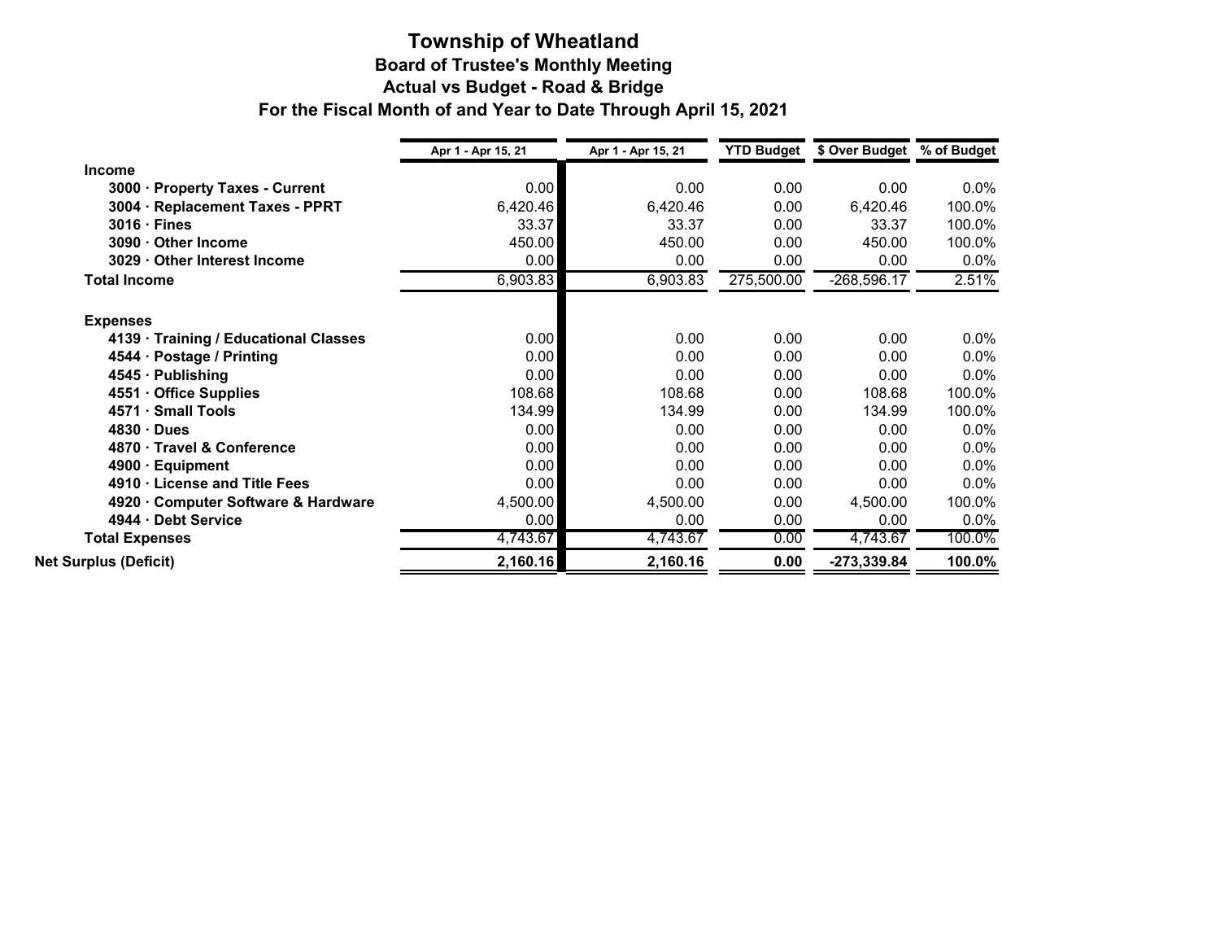# Township of Wheatland

## Board of Trustee's Monthly Meeting

## Actual vs Budget - Road & Bridge

## For the Fiscal Month of and Year to Date Through April 15, 2021

| | Apr 1 - Apr 15, 21 | Apr 1 - Apr 15, 21 | YTD Budget | $ Over Budget | % of Budget |
|---|---|---|---|---|---|
| **Income** | | | | | |
| **3000 · Property Taxes - Current** | 0.00 | 0.00 | 0.00 | 0.00 | 0.0% |
| **3004 · Replacement Taxes - PPRT** | 6,420.46 | 6,420.46 | 0.00 | 6,420.46 | 100.0% |
| **3016 · Fines** | 33.37 | 33.37 | 0.00 | 33.37 | 100.0% |
| **3090 · Other Income** | 450.00 | 450.00 | 0.00 | 450.00 | 100.0% |
| **3029 · Other Interest Income** | 0.00 | 0.00 | 0.00 | 0.00 | 0.0% |
| **Total Income** | 6,903.83 | 6,903.83 | 275,500.00 | -268,596.17 | 2.51% |
| **Expenses** | | | | | |
| **4139 · Training / Educational Classes** | 0.00 | 0.00 | 0.00 | 0.00 | 0.0% |
| **4544 · Postage / Printing** | 0.00 | 0.00 | 0.00 | 0.00 | 0.0% |
| **4545 · Publishing** | 0.00 | 0.00 | 0.00 | 0.00 | 0.0% |
| **4551 · Office Supplies** | 108.68 | 108.68 | 0.00 | 108.68 | 100.0% |
| **4571 · Small Tools** | 134.99 | 134.99 | 0.00 | 134.99 | 100.0% |
| **4830 · Dues** | 0.00 | 0.00 | 0.00 | 0.00 | 0.0% |
| **4870 · Travel & Conference** | 0.00 | 0.00 | 0.00 | 0.00 | 0.0% |
| **4900 · Equipment** | 0.00 | 0.00 | 0.00 | 0.00 | 0.0% |
| **4910 · License and Title Fees** | 0.00 | 0.00 | 0.00 | 0.00 | 0.0% |
| **4920 · Computer Software & Hardware** | 4,500.00 | 4,500.00 | 0.00 | 4,500.00 | 100.0% |
| **4944 · Debt Service** | 0.00 | 0.00 | 0.00 | 0.00 | 0.0% |
| **Total Expenses** | 4,743.67 | 4,743.67 | 0.00 | 4,743.67 | 100.0% |
| **Net Surplus (Deficit)** | **2,160.16** | **2,160.16** | **0.00** | **-273,339.84** | **100.0%** |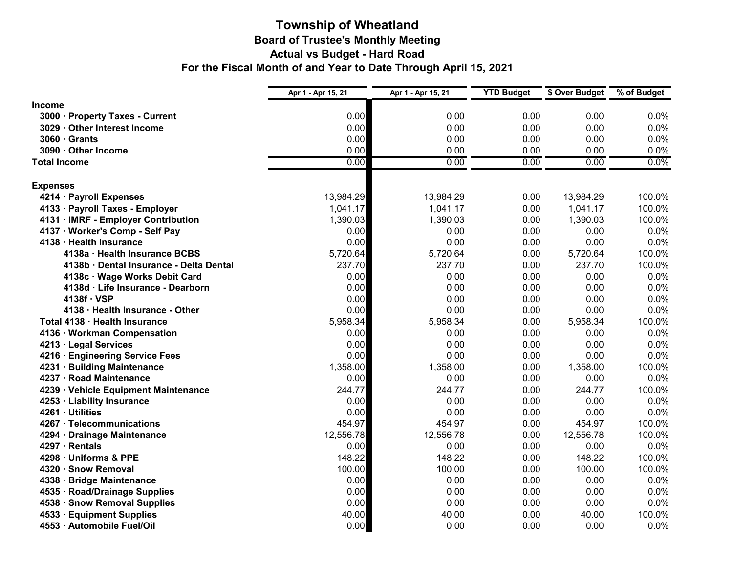# Township of Wheatland

## Board of Trustee's Monthly Meeting

## Actual vs Budget - Hard Road

## For the Fiscal Month of and Year to Date Through April 15, 2021

| | Apr 1 - Apr 15, 21 | Apr 1 - Apr 15, 21 | YTD Budget | $ Over Budget | % of Budget |
|---|---|---|---|---|---|
| **Income** | | | | | |
| **3000 · Property Taxes - Current** | 0.00 | 0.00 | 0.00 | 0.00 | 0.0% |
| **3029 · Other Interest Income** | 0.00 | 0.00 | 0.00 | 0.00 | 0.0% |
| **3060 · Grants** | 0.00 | 0.00 | 0.00 | 0.00 | 0.0% |
| **3090 · Other Income** | 0.00 | 0.00 | 0.00 | 0.00 | 0.0% |
| **Total Income** | 0.00 | 0.00 | 0.00 | 0.00 | 0.0% |
| **Expenses** | | | | | |
| **4214 · Payroll Expenses** | 13,984.29 | 13,984.29 | 0.00 | 13,984.29 | 100.0% |
| **4133 · Payroll Taxes - Employer** | 1,041.17 | 1,041.17 | 0.00 | 1,041.17 | 100.0% |
| **4131 · IMRF - Employer Contribution** | 1,390.03 | 1,390.03 | 0.00 | 1,390.03 | 100.0% |
| **4137 · Worker's Comp - Self Pay** | 0.00 | 0.00 | 0.00 | 0.00 | 0.0% |
| **4138 · Health Insurance** | 0.00 | 0.00 | 0.00 | 0.00 | 0.0% |
| **4138a · Health Insurance BCBS** | 5,720.64 | 5,720.64 | 0.00 | 5,720.64 | 100.0% |
| **4138b · Dental Insurance - Delta Dental** | 237.70 | 237.70 | 0.00 | 237.70 | 100.0% |
| **4138c · Wage Works Debit Card** | 0.00 | 0.00 | 0.00 | 0.00 | 0.0% |
| **4138d · Life Insurance - Dearborn** | 0.00 | 0.00 | 0.00 | 0.00 | 0.0% |
| **4138f · VSP** | 0.00 | 0.00 | 0.00 | 0.00 | 0.0% |
| **4138 · Health Insurance - Other** | 0.00 | 0.00 | 0.00 | 0.00 | 0.0% |
| **Total 4138 · Health Insurance** | 5,958.34 | 5,958.34 | 0.00 | 5,958.34 | 100.0% |
| **4136 · Workman Compensation** | 0.00 | 0.00 | 0.00 | 0.00 | 0.0% |
| **4213 · Legal Services** | 0.00 | 0.00 | 0.00 | 0.00 | 0.0% |
| **4216 · Engineering Service Fees** | 0.00 | 0.00 | 0.00 | 0.00 | 0.0% |
| **4231 · Building Maintenance** | 1,358.00 | 1,358.00 | 0.00 | 1,358.00 | 100.0% |
| **4237 · Road Maintenance** | 0.00 | 0.00 | 0.00 | 0.00 | 0.0% |
| **4239 · Vehicle Equipment Maintenance** | 244.77 | 244.77 | 0.00 | 244.77 | 100.0% |
| **4253 · Liability Insurance** | 0.00 | 0.00 | 0.00 | 0.00 | 0.0% |
| **4261 · Utilities** | 0.00 | 0.00 | 0.00 | 0.00 | 0.0% |
| **4267 · Telecommunications** | 454.97 | 454.97 | 0.00 | 454.97 | 100.0% |
| **4294 · Drainage Maintenance** | 12,556.78 | 12,556.78 | 0.00 | 12,556.78 | 100.0% |
| **4297 · Rentals** | 0.00 | 0.00 | 0.00 | 0.00 | 0.0% |
| **4298 · Uniforms & PPE** | 148.22 | 148.22 | 0.00 | 148.22 | 100.0% |
| **4320 · Snow Removal** | 100.00 | 100.00 | 0.00 | 100.00 | 100.0% |
| **4338 · Bridge Maintenance** | 0.00 | 0.00 | 0.00 | 0.00 | 0.0% |
| **4535 · Road/Drainage Supplies** | 0.00 | 0.00 | 0.00 | 0.00 | 0.0% |
| **4538 · Snow Removal Supplies** | 0.00 | 0.00 | 0.00 | 0.00 | 0.0% |
| **4533 · Equipment Supplies** | 40.00 | 40.00 | 0.00 | 40.00 | 100.0% |
| **4553 · Automobile Fuel/Oil** | 0.00 | 0.00 | 0.00 | 0.00 | 0.0% |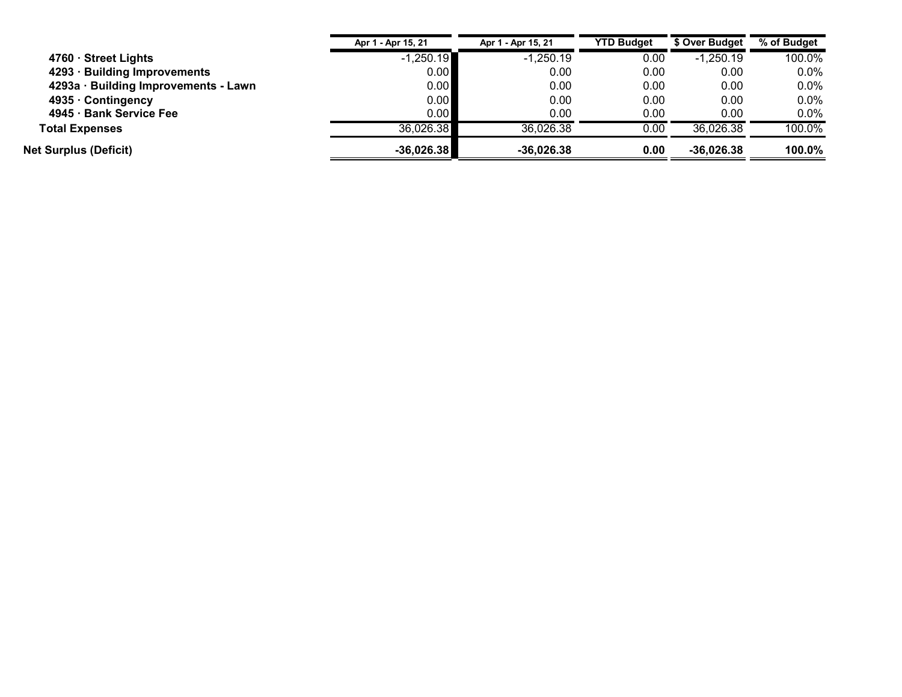| | Apr 1 - Apr 15, 21 | Apr 1 - Apr 15, 21 | YTD Budget | $ Over Budget | % of Budget |
|---|---|---|---|---|---|
| **4760 · Street Lights** | -1,250.19 | -1,250.19 | 0.00 | -1,250.19 | 100.0% |
| **4293 · Building Improvements** | 0.00 | 0.00 | 0.00 | 0.00 | 0.0% |
| **4293a · Building Improvements - Lawn** | 0.00 | 0.00 | 0.00 | 0.00 | 0.0% |
| **4935 · Contingency** | 0.00 | 0.00 | 0.00 | 0.00 | 0.0% |
| **4945 · Bank Service Fee** | 0.00 | 0.00 | 0.00 | 0.00 | 0.0% |
| **Total Expenses** | 36,026.38 | 36,026.38 | 0.00 | 36,026.38 | 100.0% |
| **Net Surplus (Deficit)** | **-36,026.38** | **-36,026.38** | **0.00** | **-36,026.38** | **100.0%** |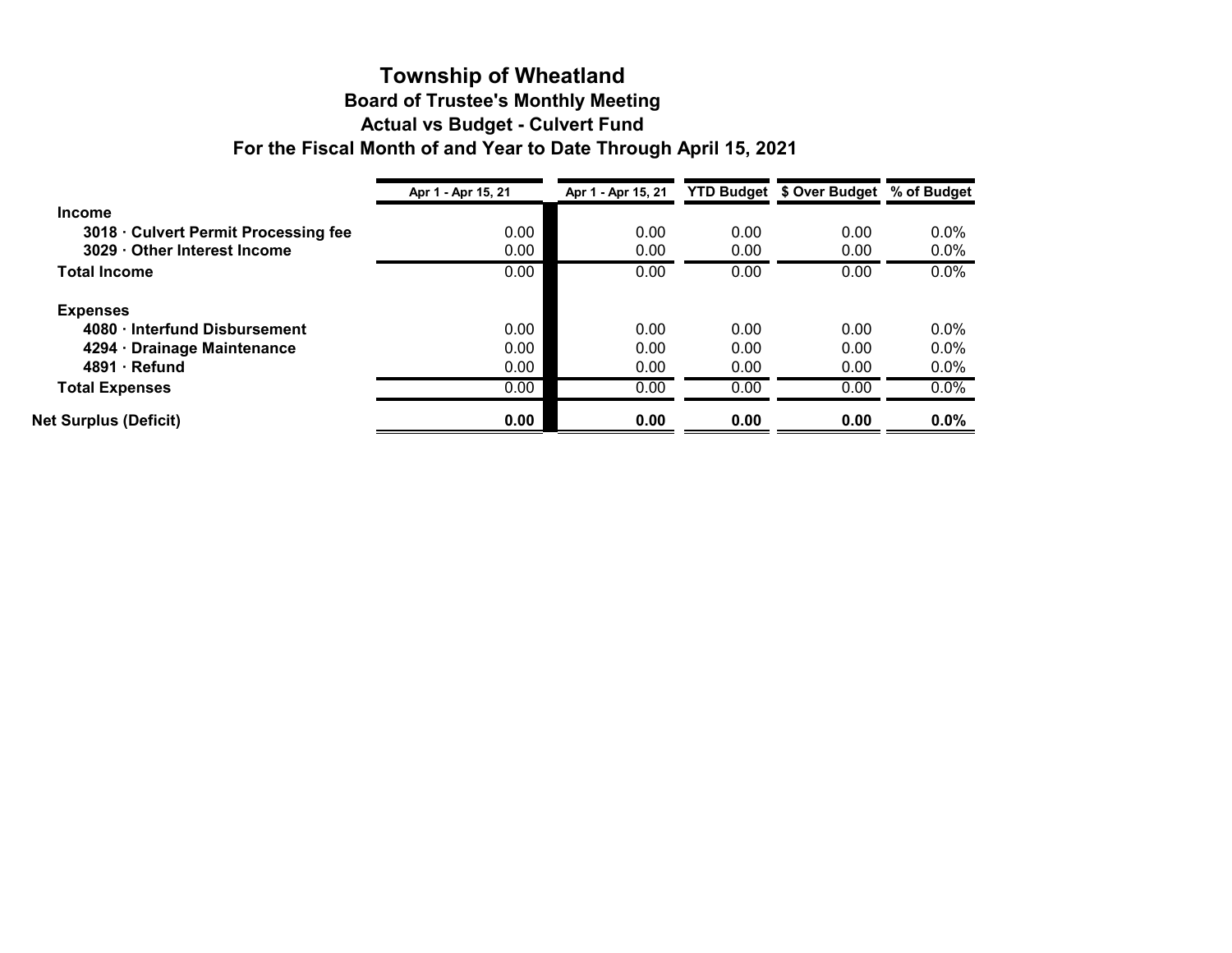# Township of Wheatland

## Board of Trustee's Monthly Meeting

## Actual vs Budget - Culvert Fund

## For the Fiscal Month of and Year to Date Through April 15, 2021

| | Apr 1 - Apr 15, 21 | Apr 1 - Apr 15, 21 | YTD Budget | $ Over Budget | % of Budget |
|---|---|---|---|---|---|
| **Income** | | | | | |
| **3018 · Culvert Permit Processing fee** | 0.00 | 0.00 | 0.00 | 0.00 | 0.0% |
| **3029 · Other Interest Income** | 0.00 | 0.00 | 0.00 | 0.00 | 0.0% |
| **Total Income** | 0.00 | 0.00 | 0.00 | 0.00 | 0.0% |
| **Expenses** | | | | | |
| **4080 · Interfund Disbursement** | 0.00 | 0.00 | 0.00 | 0.00 | 0.0% |
| **4294 · Drainage Maintenance** | 0.00 | 0.00 | 0.00 | 0.00 | 0.0% |
| **4891 · Refund** | 0.00 | 0.00 | 0.00 | 0.00 | 0.0% |
| **Total Expenses** | 0.00 | 0.00 | 0.00 | 0.00 | 0.0% |
| **Net Surplus (Deficit)** | **0.00** | **0.00** | **0.00** | **0.00** | **0.0%** |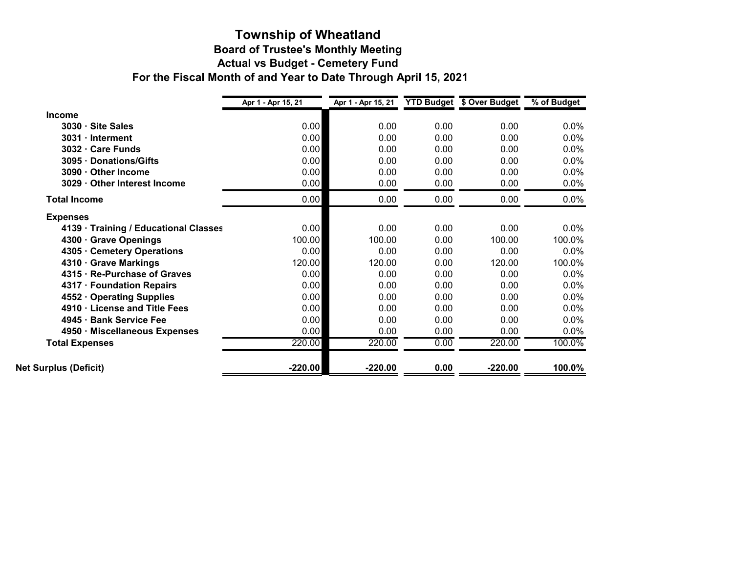# Township of Wheatland

## Board of Trustee's Monthly Meeting

## Actual vs Budget - Cemetery Fund

## For the Fiscal Month of and Year to Date Through April 15, 2021

| | Apr 1 - Apr 15, 21 | Apr 1 - Apr 15, 21 | YTD Budget | $ Over Budget | % of Budget |
|---|---|---|---|---|---|
| **Income** | | | | | |
| **3030 · Site Sales** | 0.00 | 0.00 | 0.00 | 0.00 | 0.0% |
| **3031 · Interment** | 0.00 | 0.00 | 0.00 | 0.00 | 0.0% |
| **3032 · Care Funds** | 0.00 | 0.00 | 0.00 | 0.00 | 0.0% |
| **3095 · Donations/Gifts** | 0.00 | 0.00 | 0.00 | 0.00 | 0.0% |
| **3090 · Other Income** | 0.00 | 0.00 | 0.00 | 0.00 | 0.0% |
| **3029 · Other Interest Income** | 0.00 | 0.00 | 0.00 | 0.00 | 0.0% |
| **Total Income** | 0.00 | 0.00 | 0.00 | 0.00 | 0.0% |
| **Expenses** | | | | | |
| **4139 · Training / Educational Classes** | 0.00 | 0.00 | 0.00 | 0.00 | 0.0% |
| **4300 · Grave Openings** | 100.00 | 100.00 | 0.00 | 100.00 | 100.0% |
| **4305 · Cemetery Operations** | 0.00 | 0.00 | 0.00 | 0.00 | 0.0% |
| **4310 · Grave Markings** | 120.00 | 120.00 | 0.00 | 120.00 | 100.0% |
| **4315 · Re-Purchase of Graves** | 0.00 | 0.00 | 0.00 | 0.00 | 0.0% |
| **4317 · Foundation Repairs** | 0.00 | 0.00 | 0.00 | 0.00 | 0.0% |
| **4552 · Operating Supplies** | 0.00 | 0.00 | 0.00 | 0.00 | 0.0% |
| **4910 · License and Title Fees** | 0.00 | 0.00 | 0.00 | 0.00 | 0.0% |
| **4945 · Bank Service Fee** | 0.00 | 0.00 | 0.00 | 0.00 | 0.0% |
| **4950 · Miscellaneous Expenses** | 0.00 | 0.00 | 0.00 | 0.00 | 0.0% |
| **Total Expenses** | 220.00 | 220.00 | 0.00 | 220.00 | 100.0% |
| **Net Surplus (Deficit)** | **-220.00** | **-220.00** | **0.00** | **-220.00** | **100.0%** |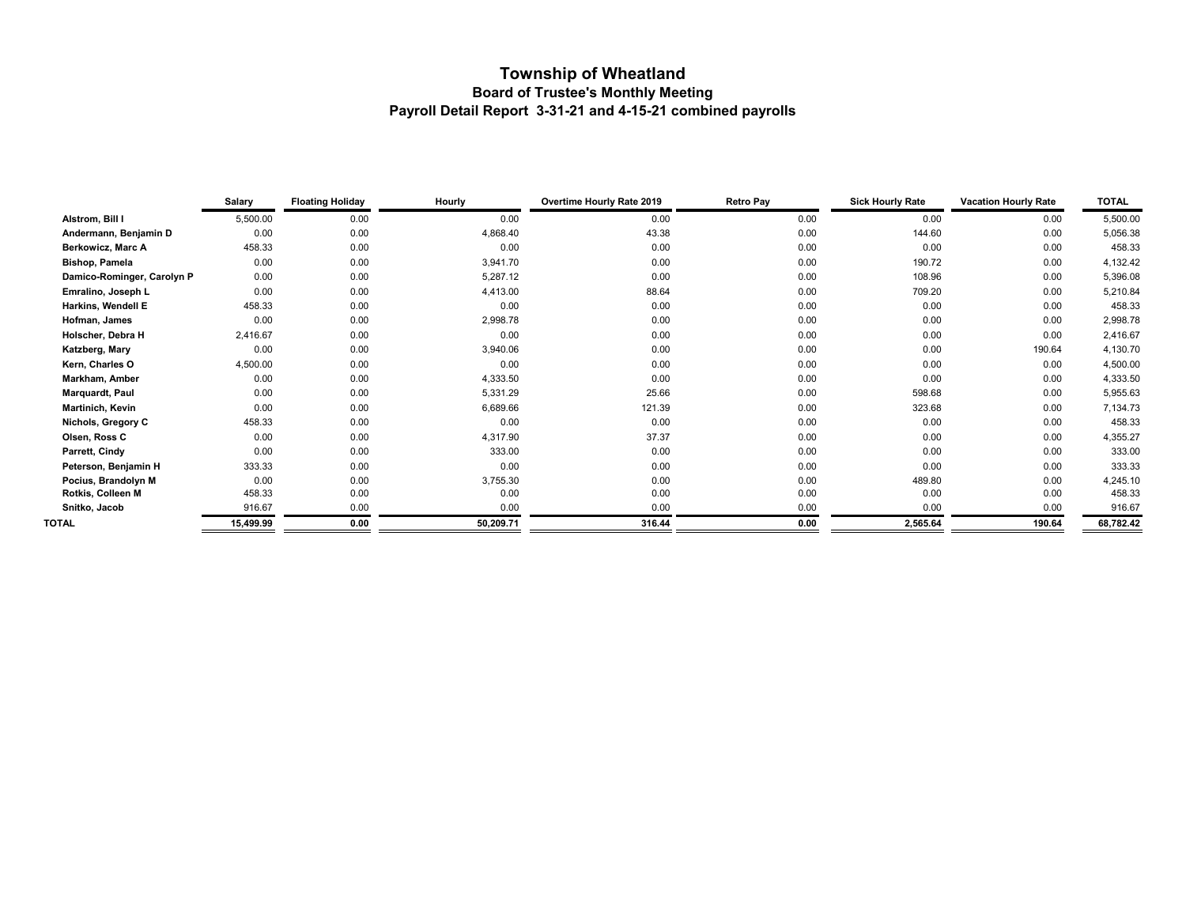# Township of Wheatland

## Board of Trustee's Monthly Meeting

## Payroll Detail Report 3-31-21 and 4-15-21 combined payrolls

| | Salary | Floating Holiday | Hourly | Overtime Hourly Rate 2019 | Retro Pay | Sick Hourly Rate | Vacation Hourly Rate | TOTAL |
|---|---|---|---|---|---|---|---|---|
| **Alstrom, Bill I** | 5,500.00 | 0.00 | 0.00 | 0.00 | 0.00 | 0.00 | 0.00 | 5,500.00 |
| **Andermann, Benjamin D** | 0.00 | 0.00 | 4,868.40 | 43.38 | 0.00 | 144.60 | 0.00 | 5,056.38 |
| **Berkowicz, Marc A** | 458.33 | 0.00 | 0.00 | 0.00 | 0.00 | 0.00 | 0.00 | 458.33 |
| **Bishop, Pamela** | 0.00 | 0.00 | 3,941.70 | 0.00 | 0.00 | 190.72 | 0.00 | 4,132.42 |
| **Damico-Rominger, Carolyn P** | 0.00 | 0.00 | 5,287.12 | 0.00 | 0.00 | 108.96 | 0.00 | 5,396.08 |
| **Emralino, Joseph L** | 0.00 | 0.00 | 4,413.00 | 88.64 | 0.00 | 709.20 | 0.00 | 5,210.84 |
| **Harkins, Wendell E** | 458.33 | 0.00 | 0.00 | 0.00 | 0.00 | 0.00 | 0.00 | 458.33 |
| **Hofman, James** | 0.00 | 0.00 | 2,998.78 | 0.00 | 0.00 | 0.00 | 0.00 | 2,998.78 |
| **Holscher, Debra H** | 2,416.67 | 0.00 | 0.00 | 0.00 | 0.00 | 0.00 | 0.00 | 2,416.67 |
| **Katzberg, Mary** | 0.00 | 0.00 | 3,940.06 | 0.00 | 0.00 | 0.00 | 190.64 | 4,130.70 |
| **Kern, Charles O** | 4,500.00 | 0.00 | 0.00 | 0.00 | 0.00 | 0.00 | 0.00 | 4,500.00 |
| **Markham, Amber** | 0.00 | 0.00 | 4,333.50 | 0.00 | 0.00 | 0.00 | 0.00 | 4,333.50 |
| **Marquardt, Paul** | 0.00 | 0.00 | 5,331.29 | 25.66 | 0.00 | 598.68 | 0.00 | 5,955.63 |
| **Martinich, Kevin** | 0.00 | 0.00 | 6,689.66 | 121.39 | 0.00 | 323.68 | 0.00 | 7,134.73 |
| **Nichols, Gregory C** | 458.33 | 0.00 | 0.00 | 0.00 | 0.00 | 0.00 | 0.00 | 458.33 |
| **Olsen, Ross C** | 0.00 | 0.00 | 4,317.90 | 37.37 | 0.00 | 0.00 | 0.00 | 4,355.27 |
| **Parrett, Cindy** | 0.00 | 0.00 | 333.00 | 0.00 | 0.00 | 0.00 | 0.00 | 333.00 |
| **Peterson, Benjamin H** | 333.33 | 0.00 | 0.00 | 0.00 | 0.00 | 0.00 | 0.00 | 333.33 |
| **Pocius, Brandolyn M** | 0.00 | 0.00 | 3,755.30 | 0.00 | 0.00 | 489.80 | 0.00 | 4,245.10 |
| **Rotkis, Colleen M** | 458.33 | 0.00 | 0.00 | 0.00 | 0.00 | 0.00 | 0.00 | 458.33 |
| **Snitko, Jacob** | 916.67 | 0.00 | 0.00 | 0.00 | 0.00 | 0.00 | 0.00 | 916.67 |
| **TOTAL** | **15,499.99** | **0.00** | **50,209.71** | **316.44** | **0.00** | **2,565.64** | **190.64** | **68,782.42** |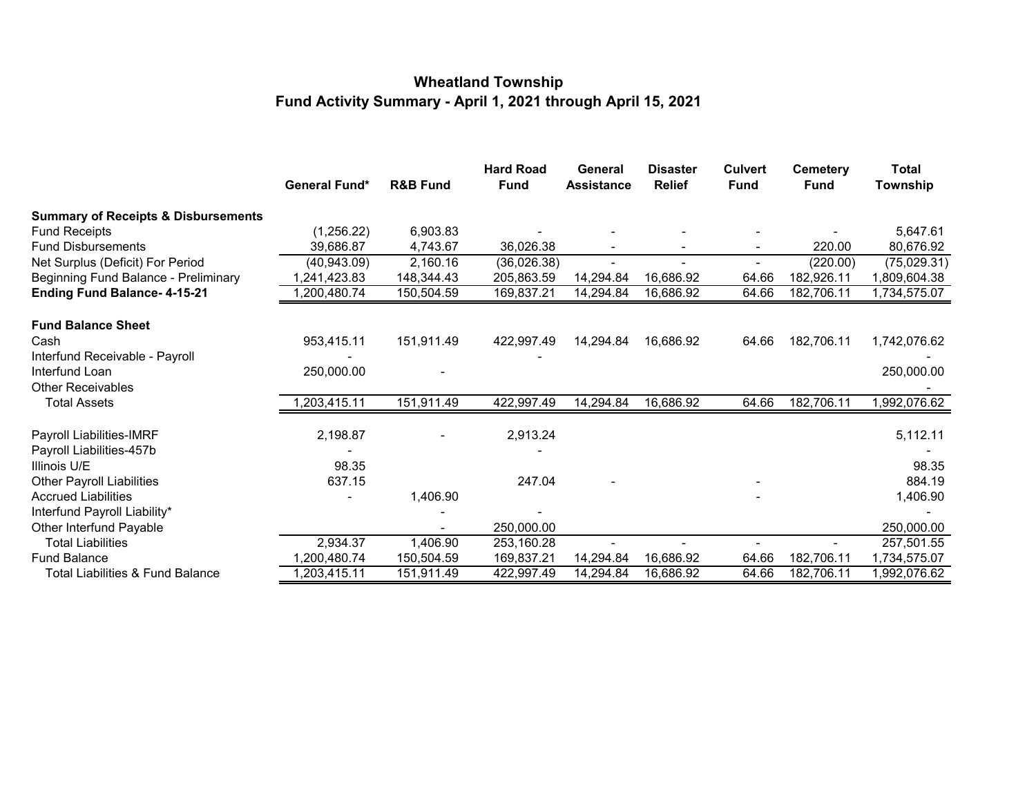## Wheatland Township
## Fund Activity Summary - April 1, 2021 through April 15, 2021

| | General Fund* | R&B Fund | Hard Road Fund | General Assistance | Disaster Relief | Culvert Fund | Cemetery Fund | Total Township |
|---|---|---|---|---|---|---|---|---|
| **Summary of Receipts & Disbursements** | | | | | | | | |
| Fund Receipts | (1,256.22) | 6,903.83 | - | - | - | - | - | 5,647.61 |
| Fund Disbursements | 39,686.87 | 4,743.67 | 36,026.38 | - | - | - | 220.00 | 80,676.92 |
| Net Surplus (Deficit) For Period | (40,943.09) | 2,160.16 | (36,026.38) | - | - | - | (220.00) | (75,029.31) |
| Beginning Fund Balance - Preliminary | 1,241,423.83 | 148,344.43 | 205,863.59 | 14,294.84 | 16,686.92 | 64.66 | 182,926.11 | 1,809,604.38 |
| **Ending Fund Balance- 4-15-21** | 1,200,480.74 | 150,504.59 | 169,837.21 | 14,294.84 | 16,686.92 | 64.66 | 182,706.11 | 1,734,575.07 |
| **Fund Balance Sheet** | | | | | | | | |
| Cash | 953,415.11 | 151,911.49 | 422,997.49 | 14,294.84 | 16,686.92 | 64.66 | 182,706.11 | 1,742,076.62 |
| Interfund Receivable - Payroll | - | | - | | | | | - |
| Interfund Loan | 250,000.00 | - | | | | | | 250,000.00 |
| Other Receivables | | | | | | | | - |
| Total Assets | 1,203,415.11 | 151,911.49 | 422,997.49 | 14,294.84 | 16,686.92 | 64.66 | 182,706.11 | 1,992,076.62 |
| Payroll Liabilities-IMRF | 2,198.87 | - | 2,913.24 | | | | | 5,112.11 |
| Payroll Liabilities-457b | - | | - | | | | | - |
| Illinois U/E | 98.35 | | | | | | | 98.35 |
| Other Payroll Liabilities | 637.15 | | 247.04 | - | | - | | 884.19 |
| Accrued Liabilities | - | 1,406.90 | | | | - | | 1,406.90 |
| Interfund Payroll Liability* | | - | - | | | | | - |
| Other Interfund Payable | | - | 250,000.00 | | | | | 250,000.00 |
| Total Liabilities | 2,934.37 | 1,406.90 | 253,160.28 | - | - | - | - | 257,501.55 |
| Fund Balance | 1,200,480.74 | 150,504.59 | 169,837.21 | 14,294.84 | 16,686.92 | 64.66 | 182,706.11 | 1,734,575.07 |
| Total Liabilities & Fund Balance | 1,203,415.11 | 151,911.49 | 422,997.49 | 14,294.84 | 16,686.92 | 64.66 | 182,706.11 | 1,992,076.62 |